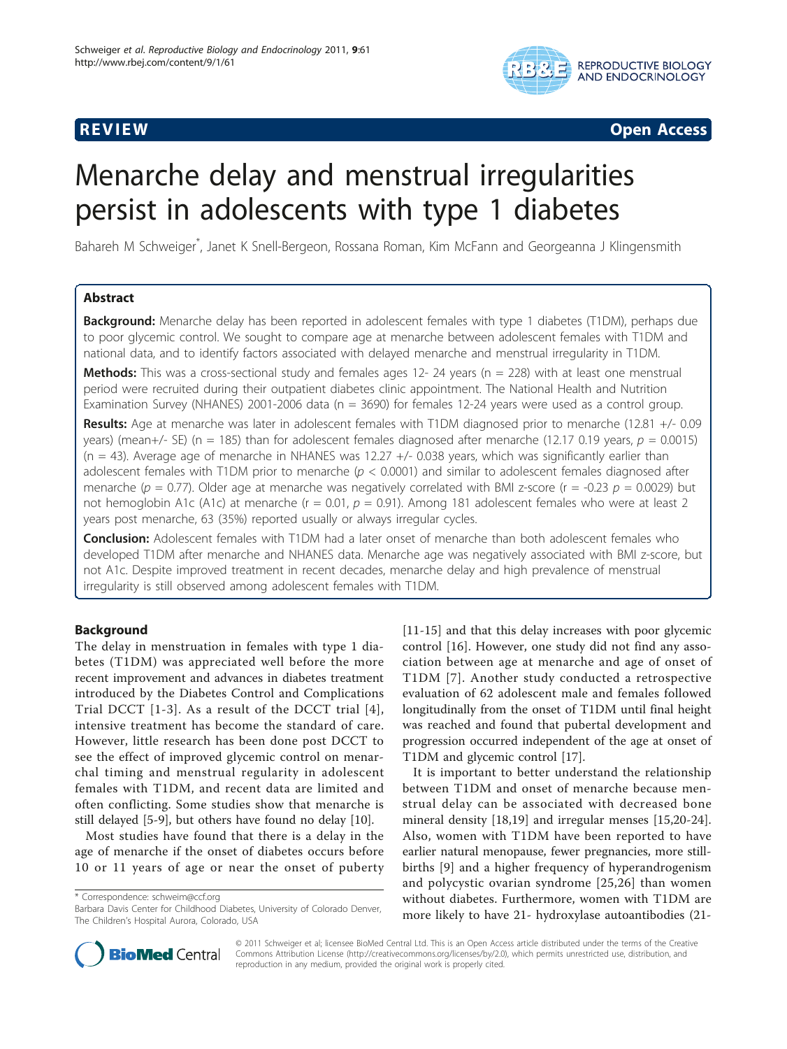**REVIEW** **Open Access**

# Menarche delay and menstrual irregularities persist in adolescents with type 1 diabetes

Bahareh M Schweiger*, Janet K Snell-Bergeon, Rossana Roman, Kim McFann and Georgeanna J Klingensmith

## Abstract

**Background:** Menarche delay has been reported in adolescent females with type 1 diabetes (T1DM), perhaps due to poor glycemic control. We sought to compare age at menarche between adolescent females with T1DM and national data, and to identify factors associated with delayed menarche and menstrual irregularity in T1DM.

**Methods:** This was a cross-sectional study and females ages 12- 24 years (n = 228) with at least one menstrual period were recruited during their outpatient diabetes clinic appointment. The National Health and Nutrition Examination Survey (NHANES) 2001-2006 data (n = 3690) for females 12-24 years were used as a control group.

**Results:** Age at menarche was later in adolescent females with T1DM diagnosed prior to menarche (12.81 +/- 0.09 years) (mean+/- SE) (n = 185) than for adolescent females diagnosed after menarche (12.17 0.19 years, $p = 0.0015$) (n = 43). Average age of menarche in NHANES was 12.27 +/- 0.038 years, which was significantly earlier than adolescent females with T1DM prior to menarche ($p < 0.0001$) and similar to adolescent females diagnosed after menarche ($p = 0.77$). Older age at menarche was negatively correlated with BMI z-score (r = -0.23 $p = 0.0029$) but not hemoglobin A1c (A1c) at menarche (r = 0.01, $p = 0.91$). Among 181 adolescent females who were at least 2 years post menarche, 63 (35%) reported usually or always irregular cycles.

**Conclusion:** Adolescent females with T1DM had a later onset of menarche than both adolescent females who developed T1DM after menarche and NHANES data. Menarche age was negatively associated with BMI z-score, but not A1c. Despite improved treatment in recent decades, menarche delay and high prevalence of menstrual irregularity is still observed among adolescent females with T1DM.

## Background

The delay in menstruation in females with type 1 diabetes (T1DM) was appreciated well before the more recent improvement and advances in diabetes treatment introduced by the Diabetes Control and Complications Trial DCCT [1-3]. As a result of the DCCT trial [4], intensive treatment has become the standard of care. However, little research has been done post DCCT to see the effect of improved glycemic control on menarchal timing and menstrual regularity in adolescent females with T1DM, and recent data are limited and often conflicting. Some studies show that menarche is still delayed [5-9], but others have found no delay [10].

Most studies have found that there is a delay in the age of menarche if the onset of diabetes occurs before 10 or 11 years of age or near the onset of puberty [11-15] and that this delay increases with poor glycemic control [16]. However, one study did not find any association between age at menarche and age of onset of T1DM [7]. Another study conducted a retrospective evaluation of 62 adolescent male and females followed longitudinally from the onset of T1DM until final height was reached and found that pubertal development and progression occurred independent of the age at onset of T1DM and glycemic control [17].

It is important to better understand the relationship between T1DM and onset of menarche because menstrual delay can be associated with decreased bone mineral density [18,19] and irregular menses [15,20-24]. Also, women with T1DM have been reported to have earlier natural menopause, fewer pregnancies, more stillbirths [9] and a higher frequency of hyperandrogenism and polycystic ovarian syndrome [25,26] than women without diabetes. Furthermore, women with T1DM are more likely to have 21- hydroxylase autoantibodies (21-

* Correspondence: schweim@ccf.org
Barbara Davis Center for Childhood Diabetes, University of Colorado Denver, The Children's Hospital Aurora, Colorado, USA

© 2011 Schweiger et al; licensee BioMed Central Ltd. This is an Open Access article distributed under the terms of the Creative Commons Attribution License (http://creativecommons.org/licenses/by/2.0), which permits unrestricted use, distribution, and reproduction in any medium, provided the original work is properly cited.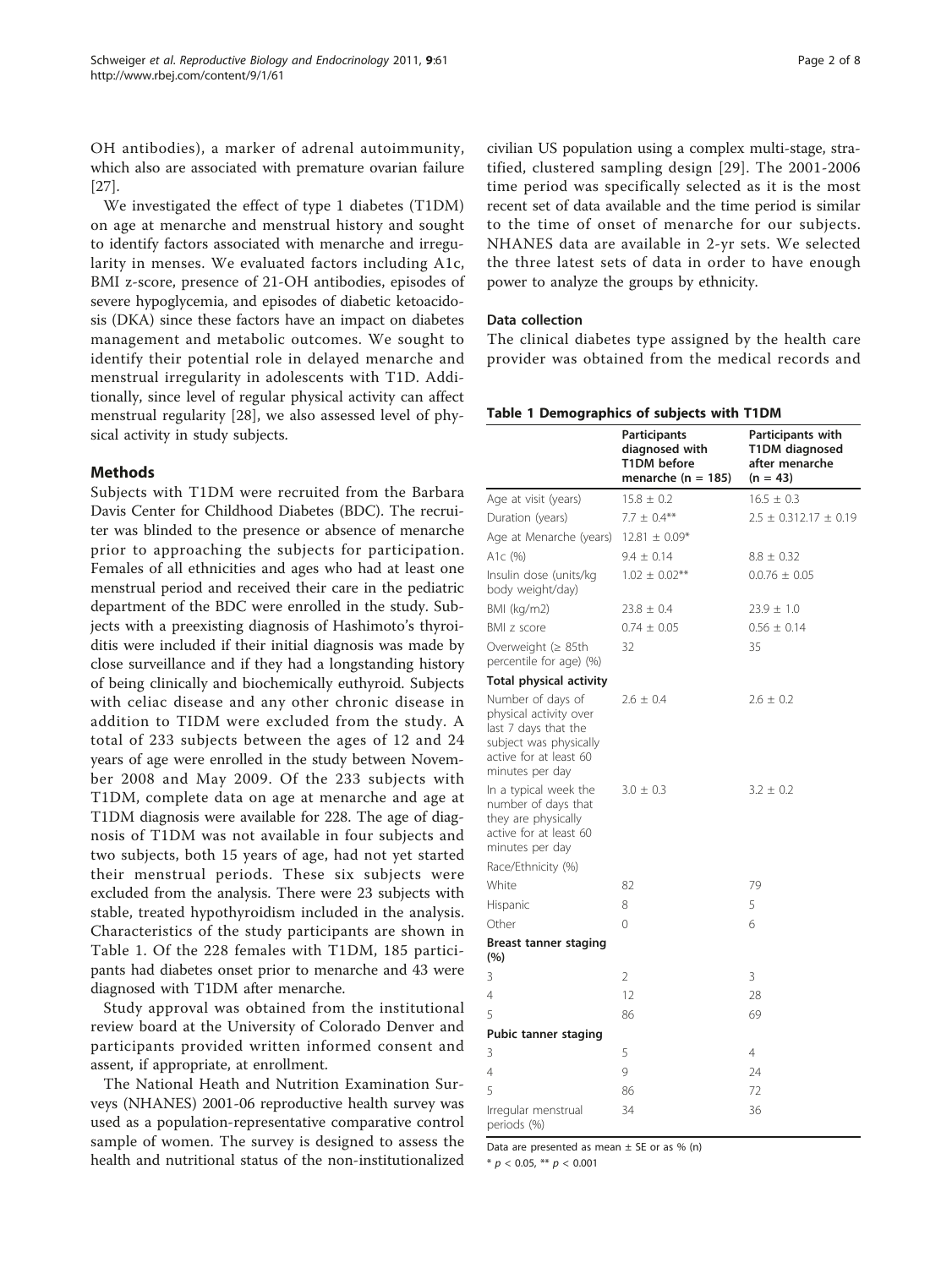OH antibodies), a marker of adrenal autoimmunity, which also are associated with premature ovarian failure [27].

We investigated the effect of type 1 diabetes (T1DM) on age at menarche and menstrual history and sought to identify factors associated with menarche and irregularity in menses. We evaluated factors including A1c, BMI z-score, presence of 21-OH antibodies, episodes of severe hypoglycemia, and episodes of diabetic ketoacidosis (DKA) since these factors have an impact on diabetes management and metabolic outcomes. We sought to identify their potential role in delayed menarche and menstrual irregularity in adolescents with T1D. Additionally, since level of regular physical activity can affect menstrual regularity [28], we also assessed level of physical activity in study subjects.

## Methods

Subjects with T1DM were recruited from the Barbara Davis Center for Childhood Diabetes (BDC). The recruiter was blinded to the presence or absence of menarche prior to approaching the subjects for participation. Females of all ethnicities and ages who had at least one menstrual period and received their care in the pediatric department of the BDC were enrolled in the study. Subjects with a preexisting diagnosis of Hashimoto's thyroiditis were included if their initial diagnosis was made by close surveillance and if they had a longstanding history of being clinically and biochemically euthyroid. Subjects with celiac disease and any other chronic disease in addition to TIDM were excluded from the study. A total of 233 subjects between the ages of 12 and 24 years of age were enrolled in the study between November 2008 and May 2009. Of the 233 subjects with T1DM, complete data on age at menarche and age at T1DM diagnosis were available for 228. The age of diagnosis of T1DM was not available in four subjects and two subjects, both 15 years of age, had not yet started their menstrual periods. These six subjects were excluded from the analysis. There were 23 subjects with stable, treated hypothyroidism included in the analysis. Characteristics of the study participants are shown in Table 1. Of the 228 females with T1DM, 185 participants had diabetes onset prior to menarche and 43 were diagnosed with T1DM after menarche.

Study approval was obtained from the institutional review board at the University of Colorado Denver and participants provided written informed consent and assent, if appropriate, at enrollment.

The National Heath and Nutrition Examination Surveys (NHANES) 2001-06 reproductive health survey was used as a population-representative comparative control sample of women. The survey is designed to assess the health and nutritional status of the non-institutionalized civilian US population using a complex multi-stage, stratified, clustered sampling design [29]. The 2001-2006 time period was specifically selected as it is the most recent set of data available and the time period is similar to the time of onset of menarche for our subjects. NHANES data are available in 2-yr sets. We selected the three latest sets of data in order to have enough power to analyze the groups by ethnicity.

### Data collection

The clinical diabetes type assigned by the health care provider was obtained from the medical records and

**Table 1 Demographics of subjects with T1DM**

| | Participants diagnosed with T1DM before menarche (n = 185) | Participants with T1DM diagnosed after menarche (n = 43) |
|---|---|---|
| Age at visit (years) | 15.8 ± 0.2 | 16.5 ± 0.3 |
| Duration (years) | 7.7 ± 0.4** | 2.5 ± 0.312.17 ± 0.19 |
| Age at Menarche (years) | 12.81 ± 0.09* | |
| A1c (%) | 9.4 ± 0.14 | 8.8 ± 0.32 |
| Insulin dose (units/kg body weight/day) | 1.02 ± 0.02** | 0.0.76 ± 0.05 |
| BMI (kg/m2) | 23.8 ± 0.4 | 23.9 ± 1.0 |
| BMI z score | 0.74 ± 0.05 | 0.56 ± 0.14 |
| Overweight (≥ 85th percentile for age) (%) | 32 | 35 |
| **Total physical activity** | | |
| Number of days of physical activity over last 7 days that the subject was physically active for at least 60 minutes per day | 2.6 ± 0.4 | 2.6 ± 0.2 |
| In a typical week the number of days that they are physically active for at least 60 minutes per day | 3.0 ± 0.3 | 3.2 ± 0.2 |
| Race/Ethnicity (%) | | |
| White | 82 | 79 |
| Hispanic | 8 | 5 |
| Other | 0 | 6 |
| **Breast tanner staging (%)** | | |
| 3 | 2 | 3 |
| 4 | 12 | 28 |
| 5 | 86 | 69 |
| **Pubic tanner staging** | | |
| 3 | 5 | 4 |
| 4 | 9 | 24 |
| 5 | 86 | 72 |
| Irregular menstrual periods (%) | 34 | 36 |

Data are presented as mean ± SE or as % (n)

\* $p < 0.05$, ** $p < 0.001$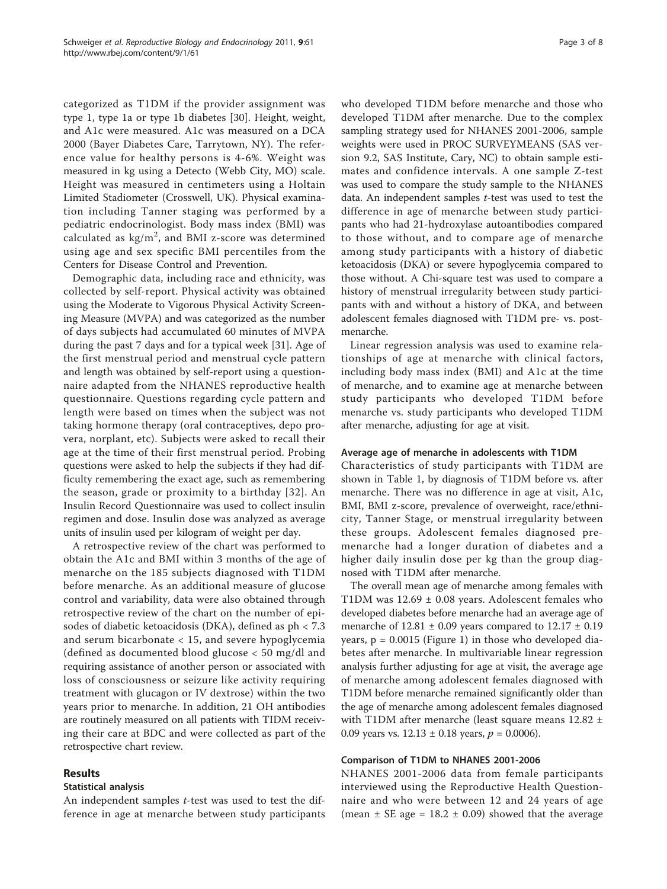categorized as T1DM if the provider assignment was type 1, type 1a or type 1b diabetes [30]. Height, weight, and A1c were measured. A1c was measured on a DCA 2000 (Bayer Diabetes Care, Tarrytown, NY). The reference value for healthy persons is 4-6%. Weight was measured in kg using a Detecto (Webb City, MO) scale. Height was measured in centimeters using a Holtain Limited Stadiometer (Crosswell, UK). Physical examination including Tanner staging was performed by a pediatric endocrinologist. Body mass index (BMI) was calculated as $kg/m^2$, and BMI z-score was determined using age and sex specific BMI percentiles from the Centers for Disease Control and Prevention.

Demographic data, including race and ethnicity, was collected by self-report. Physical activity was obtained using the Moderate to Vigorous Physical Activity Screening Measure (MVPA) and was categorized as the number of days subjects had accumulated 60 minutes of MVPA during the past 7 days and for a typical week [31]. Age of the first menstrual period and menstrual cycle pattern and length was obtained by self-report using a questionnaire adapted from the NHANES reproductive health questionnaire. Questions regarding cycle pattern and length were based on times when the subject was not taking hormone therapy (oral contraceptives, depo provera, norplant, etc). Subjects were asked to recall their age at the time of their first menstrual period. Probing questions were asked to help the subjects if they had difficulty remembering the exact age, such as remembering the season, grade or proximity to a birthday [32]. An Insulin Record Questionnaire was used to collect insulin regimen and dose. Insulin dose was analyzed as average units of insulin used per kilogram of weight per day.

A retrospective review of the chart was performed to obtain the A1c and BMI within 3 months of the age of menarche on the 185 subjects diagnosed with T1DM before menarche. As an additional measure of glucose control and variability, data were also obtained through retrospective review of the chart on the number of episodes of diabetic ketoacidosis (DKA), defined as ph < 7.3 and serum bicarbonate < 15, and severe hypoglycemia (defined as documented blood glucose < 50 mg/dl and requiring assistance of another person or associated with loss of consciousness or seizure like activity requiring treatment with glucagon or IV dextrose) within the two years prior to menarche. In addition, 21 OH antibodies are routinely measured on all patients with TIDM receiving their care at BDC and were collected as part of the retrospective chart review.

## Results

### Statistical analysis

An independent samples *t*-test was used to test the difference in age at menarche between study participants who developed T1DM before menarche and those who developed T1DM after menarche. Due to the complex sampling strategy used for NHANES 2001-2006, sample weights were used in PROC SURVEYMEANS (SAS version 9.2, SAS Institute, Cary, NC) to obtain sample estimates and confidence intervals. A one sample Z-test was used to compare the study sample to the NHANES data. An independent samples *t*-test was used to test the difference in age of menarche between study participants who had 21-hydroxylase autoantibodies compared to those without, and to compare age of menarche among study participants with a history of diabetic ketoacidosis (DKA) or severe hypoglycemia compared to those without. A Chi-square test was used to compare a history of menstrual irregularity between study participants with and without a history of DKA, and between adolescent females diagnosed with T1DM pre- vs. post-menarche.

Linear regression analysis was used to examine relationships of age at menarche with clinical factors, including body mass index (BMI) and A1c at the time of menarche, and to examine age at menarche between study participants who developed T1DM before menarche vs. study participants who developed T1DM after menarche, adjusting for age at visit.

### Average age of menarche in adolescents with T1DM

Characteristics of study participants with T1DM are shown in Table 1, by diagnosis of T1DM before vs. after menarche. There was no difference in age at visit, A1c, BMI, BMI z-score, prevalence of overweight, race/ethnicity, Tanner Stage, or menstrual irregularity between these groups. Adolescent females diagnosed pre-menarche had a longer duration of diabetes and a higher daily insulin dose per kg than the group diagnosed with T1DM after menarche.

The overall mean age of menarche among females with T1DM was 12.69 ± 0.08 years. Adolescent females who developed diabetes before menarche had an average age of menarche of 12.81 ± 0.09 years compared to 12.17 ± 0.19 years, p = 0.0015 (Figure 1) in those who developed diabetes after menarche. In multivariable linear regression analysis further adjusting for age at visit, the average age of menarche among adolescent females diagnosed with T1DM before menarche remained significantly older than the age of menarche among adolescent females diagnosed with T1DM after menarche (least square means 12.82 ± 0.09 years vs. 12.13 ± 0.18 years, $p = 0.0006$).

### Comparison of T1DM to NHANES 2001-2006

NHANES 2001-2006 data from female participants interviewed using the Reproductive Health Questionnaire and who were between 12 and 24 years of age (mean ± SE age = 18.2 ± 0.09) showed that the average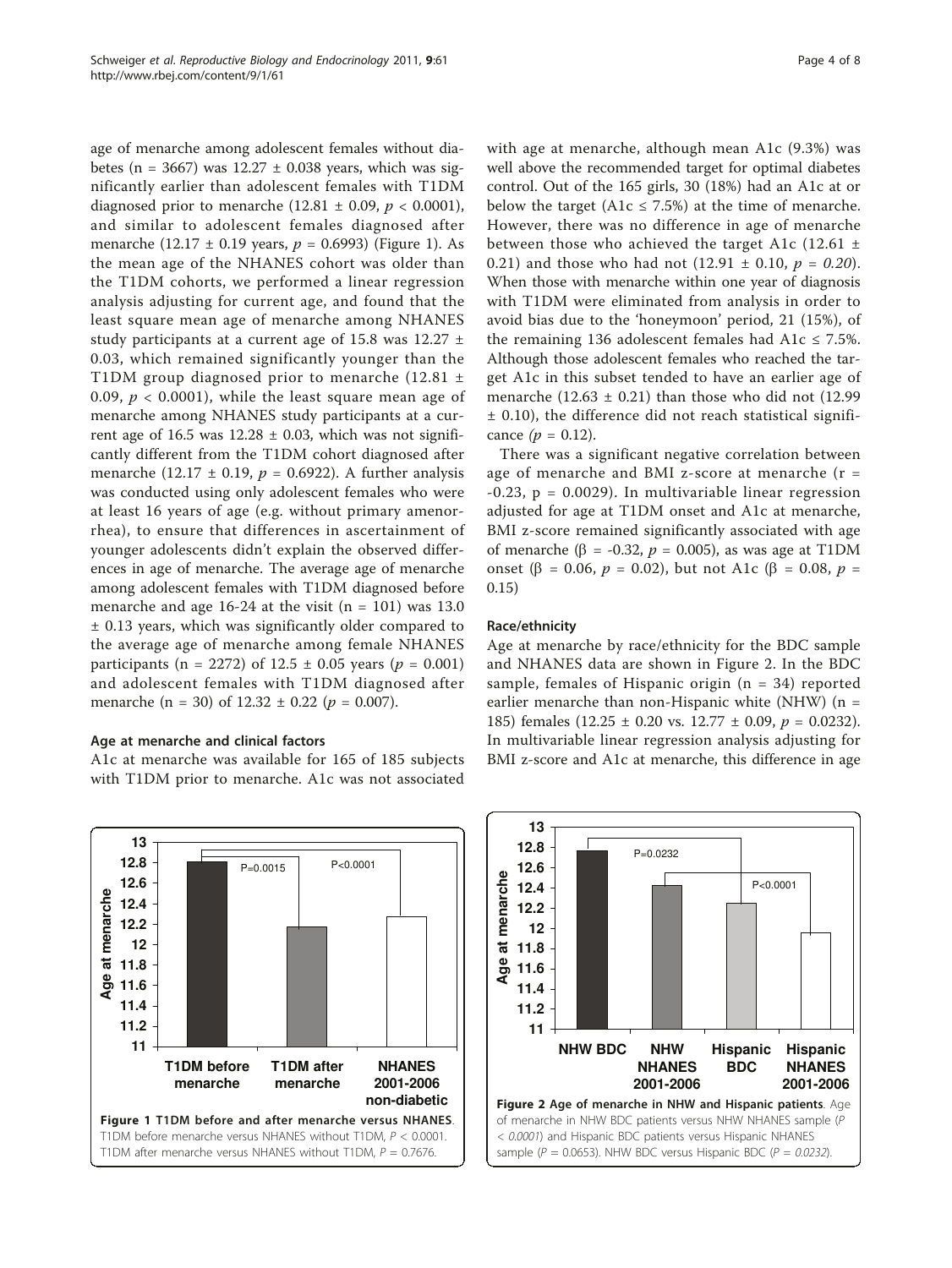age of menarche among adolescent females without diabetes (n = 3667) was 12.27 ± 0.038 years, which was significantly earlier than adolescent females with T1DM diagnosed prior to menarche (12.81 ± 0.09, $p < 0.0001$), and similar to adolescent females diagnosed after menarche (12.17 ± 0.19 years, $p = 0.6993$) (Figure 1). As the mean age of the NHANES cohort was older than the T1DM cohorts, we performed a linear regression analysis adjusting for current age, and found that the least square mean age of menarche among NHANES study participants at a current age of 15.8 was 12.27 ± 0.03, which remained significantly younger than the T1DM group diagnosed prior to menarche (12.81 ± 0.09, $p < 0.0001$), while the least square mean age of menarche among NHANES study participants at a current age of 16.5 was 12.28 ± 0.03, which was not significantly different from the T1DM cohort diagnosed after menarche (12.17 ± 0.19, $p = 0.6922$). A further analysis was conducted using only adolescent females who were at least 16 years of age (e.g. without primary amenorrhea), to ensure that differences in ascertainment of younger adolescents didn't explain the observed differences in age of menarche. The average age of menarche among adolescent females with T1DM diagnosed before menarche and age 16-24 at the visit (n = 101) was 13.0 ± 0.13 years, which was significantly older compared to the average age of menarche among female NHANES participants (n = 2272) of 12.5 ± 0.05 years ($p = 0.001$) and adolescent females with T1DM diagnosed after menarche (n = 30) of 12.32 ± 0.22 ($p = 0.007$).

### Age at menarche and clinical factors

A1c at menarche was available for 165 of 185 subjects with T1DM prior to menarche. A1c was not associated with age at menarche, although mean A1c (9.3%) was well above the recommended target for optimal diabetes control. Out of the 165 girls, 30 (18%) had an A1c at or below the target (A1c ≤ 7.5%) at the time of menarche. However, there was no difference in age of menarche between those who achieved the target A1c (12.61 ± 0.21) and those who had not (12.91 ± 0.10, $p = 0.20$). When those with menarche within one year of diagnosis with T1DM were eliminated from analysis in order to avoid bias due to the 'honeymoon' period, 21 (15%), of the remaining 136 adolescent females had A1c ≤ 7.5%. Although those adolescent females who reached the target A1c in this subset tended to have an earlier age of menarche (12.63 ± 0.21) than those who did not (12.99 ± 0.10), the difference did not reach statistical significance ($p = 0.12$).

There was a significant negative correlation between age of menarche and BMI z-score at menarche ($r = -0.23$, $p = 0.0029$). In multivariable linear regression adjusted for age at T1DM onset and A1c at menarche, BMI z-score remained significantly associated with age of menarche ($\beta = -0.32$, $p = 0.005$), as was age at T1DM onset ($\beta = 0.06$, $p = 0.02$), but not A1c ($\beta = 0.08$, $p = 0.15$)

### Race/ethnicity

Age at menarche by race/ethnicity for the BDC sample and NHANES data are shown in Figure 2. In the BDC sample, females of Hispanic origin (n = 34) reported earlier menarche than non-Hispanic white (NHW) (n = 185) females (12.25 ± 0.20 vs. 12.77 ± 0.09, $p = 0.0232$). In multivariable linear regression analysis adjusting for BMI z-score and A1c at menarche, this difference in age

Age at menarche
13
12.8
12.6
12.4
12.2
12
11.8
11.6
11.4
11.2
11
P=0.0015
P<0.0001
T1DM before menarche
T1DM after menarche
NHANES 2001-2006 non-diabetic

**Figure 1 T1DM before and after menarche versus NHANES**. T1DM before menarche versus NHANES without T1DM, $P < 0.0001$. T1DM after menarche versus NHANES without T1DM, $P = 0.7676$.

Age at menarche
13
12.8
12.6
12.4
12.2
12
11.8
11.6
11.4
11.2
11
P=0.0232
P<0.0001
NHW BDC
NHW NHANES 2001-2006
Hispanic BDC
Hispanic NHANES 2001-2006

**Figure 2 Age of menarche in NHW and Hispanic patients**. Age of menarche in NHW BDC patients versus NHW NHANES sample ($P < 0.0001$) and Hispanic BDC patients versus Hispanic NHANES sample ($P = 0.0653$). NHW BDC versus Hispanic BDC ($P = 0.0232$).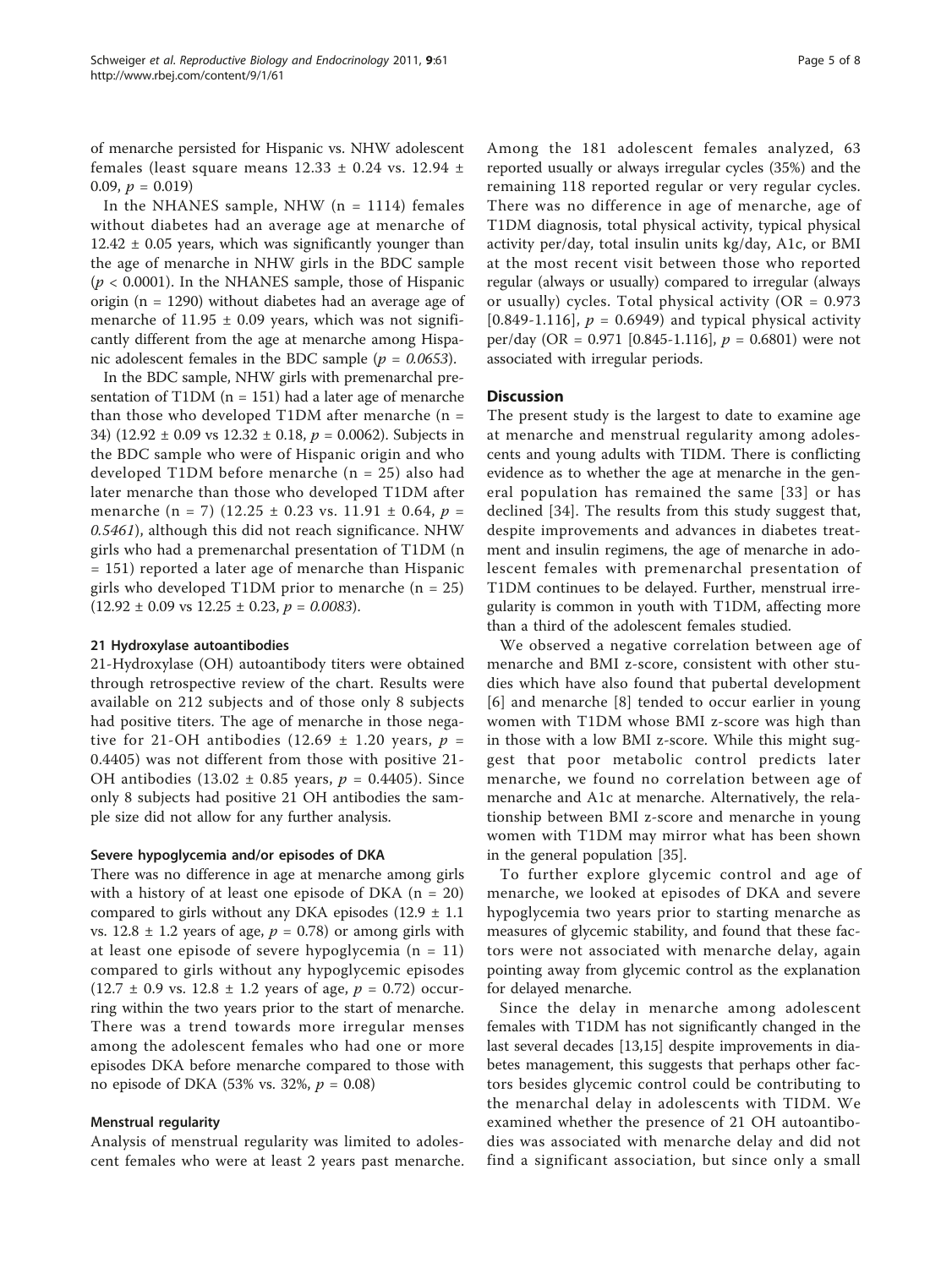of menarche persisted for Hispanic vs. NHW adolescent females (least square means 12.33 ± 0.24 vs. 12.94 ± 0.09, $p = 0.019$)

In the NHANES sample, NHW (n = 1114) females without diabetes had an average age at menarche of 12.42 ± 0.05 years, which was significantly younger than the age of menarche in NHW girls in the BDC sample ($p < 0.0001$). In the NHANES sample, those of Hispanic origin (n = 1290) without diabetes had an average age of menarche of 11.95 ± 0.09 years, which was not significantly different from the age at menarche among Hispanic adolescent females in the BDC sample ($p = 0.0653$).

In the BDC sample, NHW girls with premenarchal presentation of T1DM (n = 151) had a later age of menarche than those who developed T1DM after menarche (n = 34) (12.92 ± 0.09 vs 12.32 ± 0.18, $p = 0.0062$). Subjects in the BDC sample who were of Hispanic origin and who developed T1DM before menarche (n = 25) also had later menarche than those who developed T1DM after menarche (n = 7) (12.25 ± 0.23 vs. 11.91 ± 0.64, $p = 0.5461$), although this did not reach significance. NHW girls who had a premenarchal presentation of T1DM (n = 151) reported a later age of menarche than Hispanic girls who developed T1DM prior to menarche (n = 25) (12.92 ± 0.09 vs 12.25 ± 0.23, $p = 0.0083$).

#### 21 Hydroxylase autoantibodies

21-Hydroxylase (OH) autoantibody titers were obtained through retrospective review of the chart. Results were available on 212 subjects and of those only 8 subjects had positive titers. The age of menarche in those negative for 21-OH antibodies (12.69 ± 1.20 years, $p = 0.4405$) was not different from those with positive 21-OH antibodies (13.02 ± 0.85 years, $p = 0.4405$). Since only 8 subjects had positive 21 OH antibodies the sample size did not allow for any further analysis.

#### Severe hypoglycemia and/or episodes of DKA

There was no difference in age at menarche among girls with a history of at least one episode of DKA (n = 20) compared to girls without any DKA episodes (12.9 ± 1.1 vs. 12.8 ± 1.2 years of age, $p = 0.78$) or among girls with at least one episode of severe hypoglycemia (n = 11) compared to girls without any hypoglycemic episodes (12.7 ± 0.9 vs. 12.8 ± 1.2 years of age, $p = 0.72$) occurring within the two years prior to the start of menarche. There was a trend towards more irregular menses among the adolescent females who had one or more episodes DKA before menarche compared to those with no episode of DKA (53% vs. 32%, $p = 0.08$)

#### Menstrual regularity

Analysis of menstrual regularity was limited to adolescent females who were at least 2 years past menarche. Among the 181 adolescent females analyzed, 63 reported usually or always irregular cycles (35%) and the remaining 118 reported regular or very regular cycles. There was no difference in age of menarche, age of T1DM diagnosis, total physical activity, typical physical activity per/day, total insulin units kg/day, A1c, or BMI at the most recent visit between those who reported regular (always or usually) compared to irregular (always or usually) cycles. Total physical activity (OR = 0.973 [0.849-1.116], $p = 0.6949$) and typical physical activity per/day (OR = 0.971 [0.845-1.116], $p = 0.6801$) were not associated with irregular periods.

## Discussion

The present study is the largest to date to examine age at menarche and menstrual regularity among adolescents and young adults with TIDM. There is conflicting evidence as to whether the age at menarche in the general population has remained the same [33] or has declined [34]. The results from this study suggest that, despite improvements and advances in diabetes treatment and insulin regimens, the age of menarche in adolescent females with premenarchal presentation of T1DM continues to be delayed. Further, menstrual irregularity is common in youth with T1DM, affecting more than a third of the adolescent females studied.

We observed a negative correlation between age of menarche and BMI z-score, consistent with other studies which have also found that pubertal development [6] and menarche [8] tended to occur earlier in young women with T1DM whose BMI z-score was high than in those with a low BMI z-score. While this might suggest that poor metabolic control predicts later menarche, we found no correlation between age of menarche and A1c at menarche. Alternatively, the relationship between BMI z-score and menarche in young women with T1DM may mirror what has been shown in the general population [35].

To further explore glycemic control and age of menarche, we looked at episodes of DKA and severe hypoglycemia two years prior to starting menarche as measures of glycemic stability, and found that these factors were not associated with menarche delay, again pointing away from glycemic control as the explanation for delayed menarche.

Since the delay in menarche among adolescent females with T1DM has not significantly changed in the last several decades [13,15] despite improvements in diabetes management, this suggests that perhaps other factors besides glycemic control could be contributing to the menarchal delay in adolescents with TIDM. We examined whether the presence of 21 OH autoantibodies was associated with menarche delay and did not find a significant association, but since only a small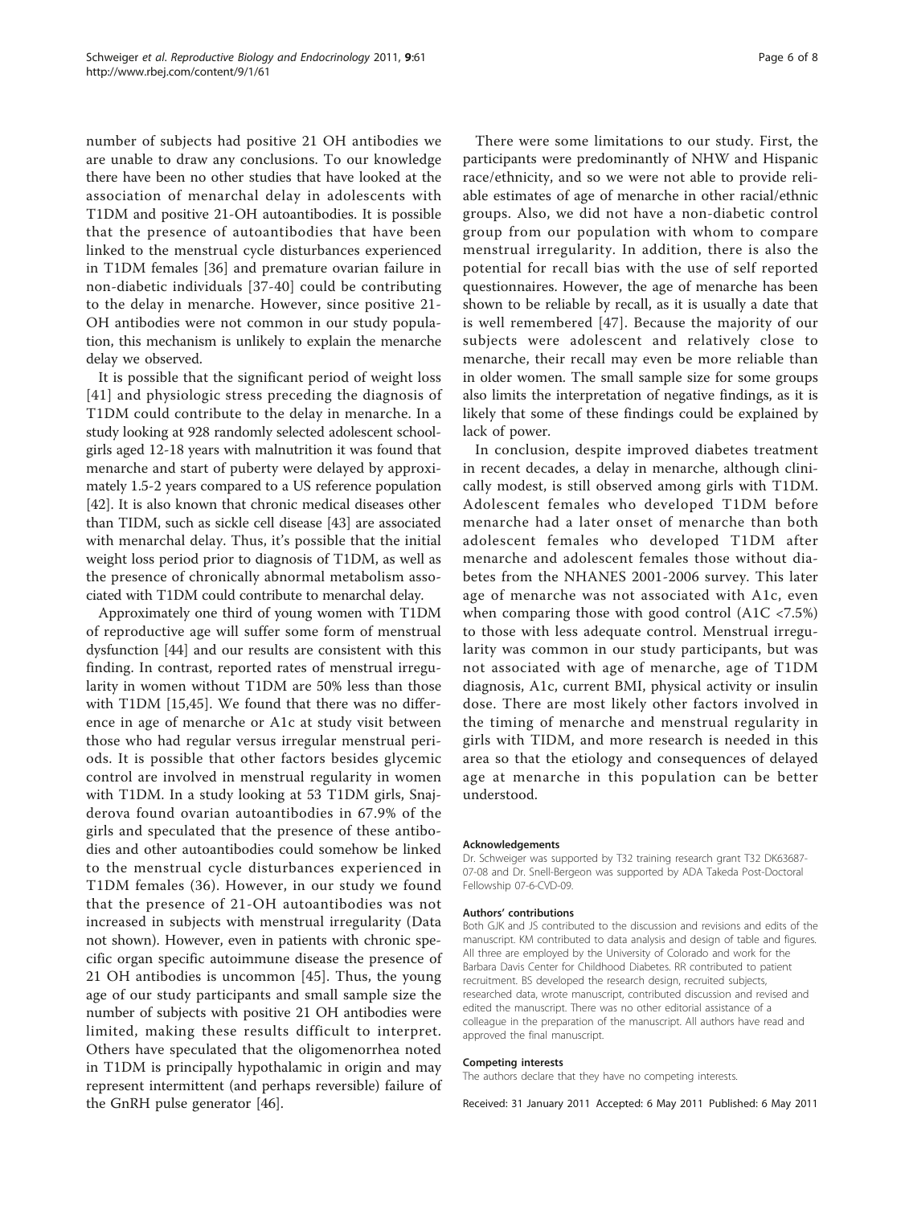number of subjects had positive 21 OH antibodies we are unable to draw any conclusions. To our knowledge there have been no other studies that have looked at the association of menarchal delay in adolescents with T1DM and positive 21-OH autoantibodies. It is possible that the presence of autoantibodies that have been linked to the menstrual cycle disturbances experienced in T1DM females [36] and premature ovarian failure in non-diabetic individuals [37-40] could be contributing to the delay in menarche. However, since positive 21-OH antibodies were not common in our study population, this mechanism is unlikely to explain the menarche delay we observed.

It is possible that the significant period of weight loss [41] and physiologic stress preceding the diagnosis of T1DM could contribute to the delay in menarche. In a study looking at 928 randomly selected adolescent schoolgirls aged 12-18 years with malnutrition it was found that menarche and start of puberty were delayed by approximately 1.5-2 years compared to a US reference population [42]. It is also known that chronic medical diseases other than TIDM, such as sickle cell disease [43] are associated with menarchal delay. Thus, it's possible that the initial weight loss period prior to diagnosis of T1DM, as well as the presence of chronically abnormal metabolism associated with T1DM could contribute to menarchal delay.

Approximately one third of young women with T1DM of reproductive age will suffer some form of menstrual dysfunction [44] and our results are consistent with this finding. In contrast, reported rates of menstrual irregularity in women without T1DM are 50% less than those with T1DM [15,45]. We found that there was no difference in age of menarche or A1c at study visit between those who had regular versus irregular menstrual periods. It is possible that other factors besides glycemic control are involved in menstrual regularity in women with T1DM. In a study looking at 53 T1DM girls, Snajderova found ovarian autoantibodies in 67.9% of the girls and speculated that the presence of these antibodies and other autoantibodies could somehow be linked to the menstrual cycle disturbances experienced in T1DM females (36). However, in our study we found that the presence of 21-OH autoantibodies was not increased in subjects with menstrual irregularity (Data not shown). However, even in patients with chronic specific organ specific autoimmune disease the presence of 21 OH antibodies is uncommon [45]. Thus, the young age of our study participants and small sample size the number of subjects with positive 21 OH antibodies were limited, making these results difficult to interpret. Others have speculated that the oligomenorrhea noted in T1DM is principally hypothalamic in origin and may represent intermittent (and perhaps reversible) failure of the GnRH pulse generator [46].

There were some limitations to our study. First, the participants were predominantly of NHW and Hispanic race/ethnicity, and so we were not able to provide reliable estimates of age of menarche in other racial/ethnic groups. Also, we did not have a non-diabetic control group from our population with whom to compare menstrual irregularity. In addition, there is also the potential for recall bias with the use of self reported questionnaires. However, the age of menarche has been shown to be reliable by recall, as it is usually a date that is well remembered [47]. Because the majority of our subjects were adolescent and relatively close to menarche, their recall may even be more reliable than in older women. The small sample size for some groups also limits the interpretation of negative findings, as it is likely that some of these findings could be explained by lack of power.

In conclusion, despite improved diabetes treatment in recent decades, a delay in menarche, although clinically modest, is still observed among girls with T1DM. Adolescent females who developed T1DM before menarche had a later onset of menarche than both adolescent females who developed T1DM after menarche and adolescent females those without diabetes from the NHANES 2001-2006 survey. This later age of menarche was not associated with A1c, even when comparing those with good control (A1C <7.5%) to those with less adequate control. Menstrual irregularity was common in our study participants, but was not associated with age of menarche, age of T1DM diagnosis, A1c, current BMI, physical activity or insulin dose. There are most likely other factors involved in the timing of menarche and menstrual regularity in girls with TIDM, and more research is needed in this area so that the etiology and consequences of delayed age at menarche in this population can be better understood.

#### Acknowledgements

Dr. Schweiger was supported by T32 training research grant T32 DK63687-07-08 and Dr. Snell-Bergeon was supported by ADA Takeda Post-Doctoral Fellowship 07-6-CVD-09.

#### Authors' contributions

Both GJK and JS contributed to the discussion and revisions and edits of the manuscript. KM contributed to data analysis and design of table and figures. All three are employed by the University of Colorado and work for the Barbara Davis Center for Childhood Diabetes. RR contributed to patient recruitment. BS developed the research design, recruited subjects, researched data, wrote manuscript, contributed discussion and revised and edited the manuscript. There was no other editorial assistance of a colleague in the preparation of the manuscript. All authors have read and approved the final manuscript.

#### Competing interests

The authors declare that they have no competing interests.

Received: 31 January 2011 Accepted: 6 May 2011 Published: 6 May 2011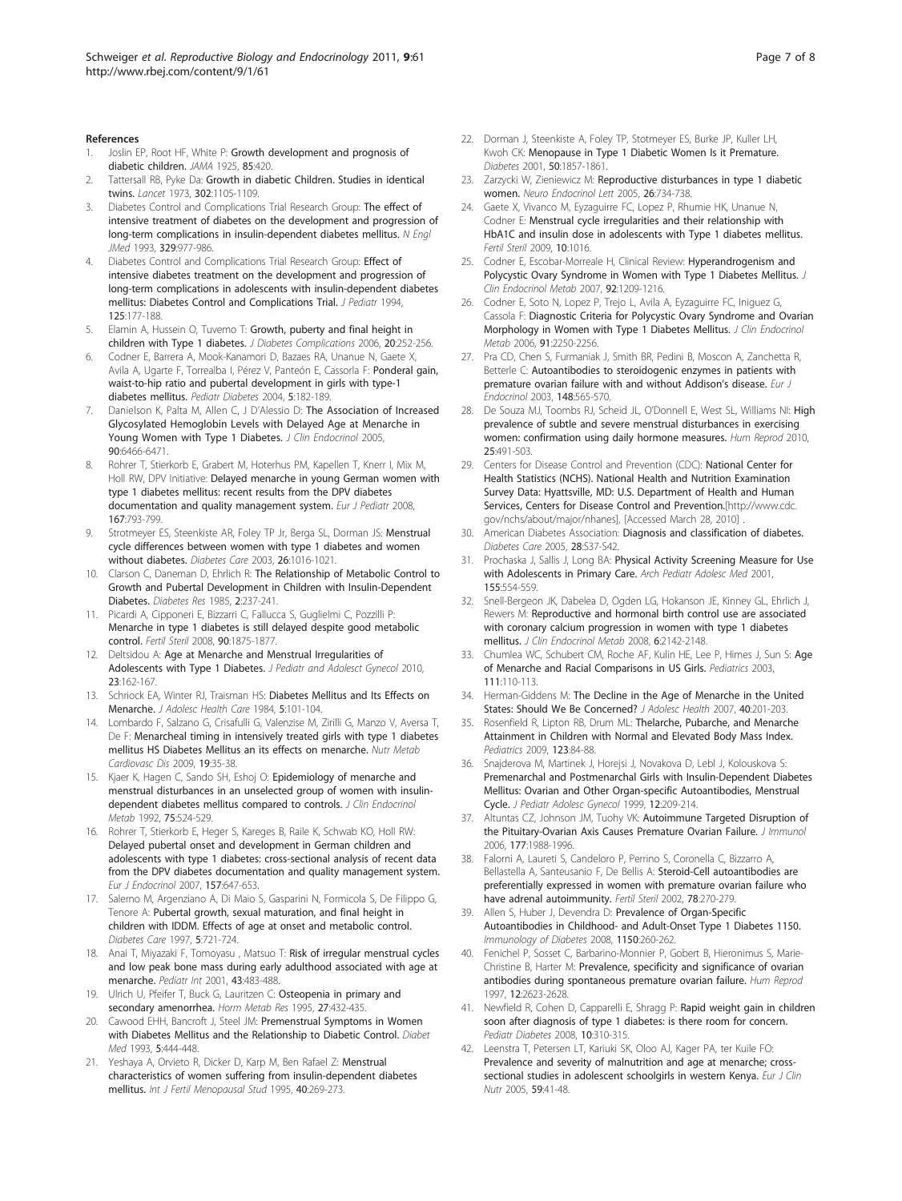## References

1. Joslin EP, Root HF, White P: Growth development and prognosis of diabetic children. *JAMA* 1925, **85**:420.
2. Tattersall RB, Pyke Da: Growth in diabetic Children. Studies in identical twins. *Lancet* 1973, **302**:1105-1109.
3. Diabetes Control and Complications Trial Research Group: The effect of intensive treatment of diabetes on the development and progression of long-term complications in insulin-dependent diabetes mellitus. *N Engl JMed* 1993, **329**:977-986.
4. Diabetes Control and Complications Trial Research Group: Effect of intensive diabetes treatment on the development and progression of long-term complications in adolescents with insulin-dependent diabetes mellitus: Diabetes Control and Complications Trial. *J Pediatr* 1994, **125**:177-188.
5. Elamin A, Hussein O, Tuvemo T: Growth, puberty and final height in children with Type 1 diabetes. *J Diabetes Complications* 2006, **20**:252-256.
6. Codner E, Barrera A, Mook-Kanamori D, Bazaes RA, Unanue N, Gaete X, Avila A, Ugarte F, Torrealba I, Pérez V, Panteón E, Cassorla F: Ponderal gain, waist-to-hip ratio and pubertal development in girls with type-1 diabetes mellitus. *Pediatr Diabetes* 2004, **5**:182-189.
7. Danielson K, Palta M, Allen C, J D'Alessio D: The Association of Increased Glycosylated Hemoglobin Levels with Delayed Age at Menarche in Young Women with Type 1 Diabetes. *J Clin Endocrinol* 2005, **90**:6466-6471.
8. Rohrer T, Stierkorb E, Grabert M, Hoterhus PM, Kapellen T, Knerr I, Mix M, Holl RW, DPV Initiative: Delayed menarche in young German women with type 1 diabetes mellitus: recent results from the DPV diabetes documentation and quality management system. *Eur J Pediatr* 2008, **167**:793-799.
9. Strotmeyer ES, Steenkiste AR, Foley TP Jr, Berga SL, Dorman JS: Menstrual cycle differences between women with type 1 diabetes and women without diabetes. *Diabetes Care* 2003, **26**:1016-1021.
10. Clarson C, Daneman D, Ehrlich R: The Relationship of Metabolic Control to Growth and Pubertal Development in Children with Insulin-Dependent Diabetes. *Diabetes Res* 1985, **2**:237-241.
11. Picardi A, Cipponeri E, Bizzarri C, Fallucca S, Guglielmi C, Pozzilli P: Menarche in type 1 diabetes is still delayed despite good metabolic control. *Fertil Steril* 2008, **90**:1875-1877.
12. Deltsidou A: Age at Menarche and Menstrual Irregularities of Adolescents with Type 1 Diabetes. *J Pediatr and Adolesct Gynecol* 2010, **23**:162-167.
13. Schriock EA, Winter RJ, Traisman HS: Diabetes Mellitus and Its Effects on Menarche. *J Adolesc Health Care* 1984, **5**:101-104.
14. Lombardo F, Salzano G, Crisafulli G, Valenzise M, Zirilli G, Manzo V, Aversa T, De F: Menarcheal timing in intensively treated girls with type 1 diabetes mellitus HS Diabetes Mellitus an its effects on menarche. *Nutr Metab Cardiovasc Dis* 2009, **19**:35-38.
15. Kjaer K, Hagen C, Sando SH, Eshoj O: Epidemiology of menarche and menstrual disturbances in an unselected group of women with insulin-dependent diabetes mellitus compared to controls. *J Clin Endocrinol Metab* 1992, **75**:524-529.
16. Rohrer T, Stierkorb E, Heger S, Kareges B, Raile K, Schwab KO, Holl RW: Delayed pubertal onset and development in German children and adolescents with type 1 diabetes: cross-sectional analysis of recent data from the DPV diabetes documentation and quality management system. *Eur J Endocrinol* 2007, **157**:647-653.
17. Salerno M, Argenziano A, Di Maio S, Gasparini N, Formicola S, De Filippo G, Tenore A: Pubertal growth, sexual maturation, and final height in children with IDDM. Effects of age at onset and metabolic control. *Diabetes Care* 1997, **5**:721-724.
18. Anai T, Miyazaki F, Tomoyasu , Matsuo T: Risk of irregular menstrual cycles and low peak bone mass during early adulthood associated with age at menarche. *Pediatr Int* 2001, **43**:483-488.
19. Ulrich U, Pfeifer T, Buck G, Lauritzen C: Osteopenia in primary and secondary amenorrhea. *Horm Metab Res* 1995, **27**:432-435.
20. Cawood EHH, Bancroft J, Steel JM: Premenstrual Symptoms in Women with Diabetes Mellitus and the Relationship to Diabetic Control. *Diabet Med* 1993, **5**:444-448.
21. Yeshaya A, Orvieto R, Dicker D, Karp M, Ben Rafael Z: Menstrual characteristics of women suffering from insulin-dependent diabetes mellitus. *Int J Fertil Menopausal Stud* 1995, **40**:269-273.
22. Dorman J, Steenkiste A, Foley TP, Stotmeyer ES, Burke JP, Kuller LH, Kwoh CK: Menopause in Type 1 Diabetic Women Is it Premature. *Diabetes* 2001, **50**:1857-1861.
23. Zarzycki W, Zieniewicz M: Reproductive disturbances in type 1 diabetic women. *Neuro Endocrinol Lett* 2005, **26**:734-738.
24. Gaete X, Vivanco M, Eyzaguirre FC, Lopez P, Rhumie HK, Unanue N, Codner E: Menstrual cycle irregularities and their relationship with HbA1C and insulin dose in adolescents with Type 1 diabetes mellitus. *Fertil Steril* 2009, **10**:1016.
25. Codner E, Escobar-Morreale H, Clinical Review: Hyperandrogenism and Polycystic Ovary Syndrome in Women with Type 1 Diabetes Mellitus. *J Clin Endocrinol Metab* 2007, **92**:1209-1216.
26. Codner E, Soto N, Lopez P, Trejo L, Avila A, Eyzaguirre FC, Iniguez G, Cassola F: Diagnostic Criteria for Polycystic Ovary Syndrome and Ovarian Morphology in Women with Type 1 Diabetes Mellitus. *J Clin Endocrinol Metab* 2006, **91**:2250-2256.
27. Pra CD, Chen S, Furmaniak J, Smith BR, Pedini B, Moscon A, Zanchetta R, Betterle C: Autoantibodies to steroidogenic enzymes in patients with premature ovarian failure with and without Addison's disease. *Eur J Endocrinol* 2003, **148**:565-570.
28. De Souza MJ, Toombs RJ, Scheid JL, O'Donnell E, West SL, Williams NI: High prevalence of subtle and severe menstrual disturbances in exercising women: confirmation using daily hormone measures. *Hum Reprod* 2010, **25**:491-503.
29. Centers for Disease Control and Prevention (CDC): National Center for Health Statistics (NCHS). National Health and Nutrition Examination Survey Data: Hyattsville, MD: U.S. Department of Health and Human Services, Centers for Disease Control and Prevention.[http://www.cdc.gov/nchs/about/major/nhanes], [Accessed March 28, 2010] .
30. American Diabetes Association: Diagnosis and classification of diabetes. *Diabetes Care* 2005, **28**:S37-S42.
31. Prochaska J, Sallis J, Long BA: Physical Activity Screening Measure for Use with Adolescents in Primary Care. *Arch Pediatr Adolesc Med* 2001, **155**:554-559.
32. Snell-Bergeon JK, Dabelea D, Ogden LG, Hokanson JE, Kinney GL, Ehrlich J, Rewers M: Reproductive and hormonal birth control use are associated with coronary calcium progression in women with type 1 diabetes mellitus. *J Clin Endocrinol Metab* 2008, **6**:2142-2148.
33. Chumlea WC, Schubert CM, Roche AF, Kulin HE, Lee P, Himes J, Sun S: Age of Menarche and Racial Comparisons in US Girls. *Pediatrics* 2003, **111**:110-113.
34. Herman-Giddens M: The Decline in the Age of Menarche in the United States: Should We Be Concerned? *J Adolesc Health* 2007, **40**:201-203.
35. Rosenfield R, Lipton RB, Drum ML: Thelarche, Pubarche, and Menarche Attainment in Children with Normal and Elevated Body Mass Index. *Pediatrics* 2009, **123**:84-88.
36. Snajderova M, Martinek J, Horejsi J, Novakova D, Lebl J, Kolouskova S: Premenarchal and Postmenarchal Girls with Insulin-Dependent Diabetes Mellitus: Ovarian and Other Organ-specific Autoantibodies, Menstrual Cycle. *J Pediatr Adolesc Gynecol* 1999, **12**:209-214.
37. Altuntas CZ, Johnson JM, Tuohy VK: Autoimmune Targeted Disruption of the Pituitary-Ovarian Axis Causes Premature Ovarian Failure. *J Immunol* 2006, **177**:1988-1996.
38. Falorni A, Laureti S, Candeloro P, Perrino S, Coronella C, Bizzarro A, Bellastella A, Santeusanio F, De Bellis A: Steroid-Cell autoantibodies are preferentially expressed in women with premature ovarian failure who have adrenal autoimmunity. *Fertil Steril* 2002, **78**:270-279.
39. Allen S, Huber J, Devendra D: Prevalence of Organ-Specific Autoantibodies in Childhood- and Adult-Onset Type 1 Diabetes 1150. *Immunology of Diabetes* 2008, **1150**:260-262.
40. Fenichel P, Sosset C, Barbarino-Monnier P, Gobert B, Hieronimus S, Marie-Christine B, Harter M: Prevalence, specificity and significance of ovarian antibodies during spontaneous premature ovarian failure. *Hum Reprod* 1997, **12**:2623-2628.
41. Newfield R, Cohen D, Capparelli E, Shragg P: Rapid weight gain in children soon after diagnosis of type 1 diabetes: is there room for concern. *Pediatr Diabetes* 2008, **10**:310-315.
42. Leenstra T, Petersen LT, Kariuki SK, Oloo AJ, Kager PA, ter Kuile FO: Prevalence and severity of malnutrition and age at menarche; cross-sectional studies in adolescent schoolgirls in western Kenya. *Eur J Clin Nutr* 2005, **59**:41-48.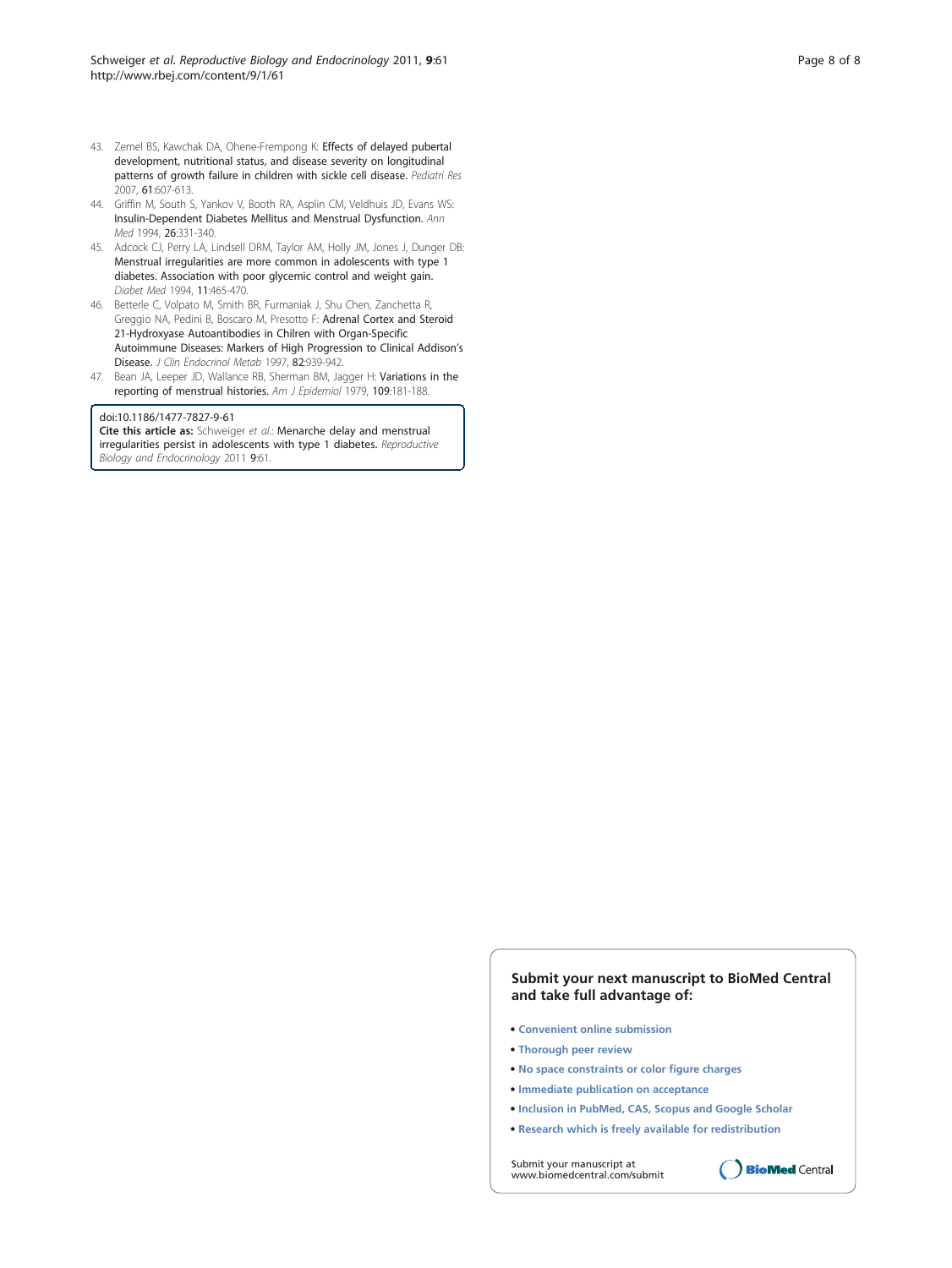43. Zemel BS, Kawchak DA, Ohene-Frempong K: **Effects of delayed pubertal development, nutritional status, and disease severity on longitudinal patterns of growth failure in children with sickle cell disease.** *Pediatri Res* 2007, **61**:607-613.
44. Griffin M, South S, Yankov V, Booth RA, Asplin CM, Veldhuis JD, Evans WS: **Insulin-Dependent Diabetes Mellitus and Menstrual Dysfunction.** *Ann Med* 1994, **26**:331-340.
45. Adcock CJ, Perry LA, Lindsell DRM, Taylor AM, Holly JM, Jones J, Dunger DB: **Menstrual irregularities are more common in adolescents with type 1 diabetes. Association with poor glycemic control and weight gain.** *Diabet Med* 1994, **11**:465-470.
46. Betterle C, Volpato M, Smith BR, Furmaniak J, Shu Chen, Zanchetta R, Greggio NA, Pedini B, Boscaro M, Presotto F: **Adrenal Cortex and Steroid 21-Hydroxyase Autoantibodies in Chilren with Organ-Specific Autoimmune Diseases: Markers of High Progression to Clinical Addison's Disease.** *J Clin Endocrinol Metab* 1997, **82**:939-942.
47. Bean JA, Leeper JD, Wallance RB, Sherman BM, Jagger H: **Variations in the reporting of menstrual histories.** *Am J Epidemiol* 1979, **109**:181-188.

doi:10.1186/1477-7827-9-61

**Cite this article as:** Schweiger *et al.*: Menarche delay and menstrual irregularities persist in adolescents with type 1 diabetes. *Reproductive Biology and Endocrinology* 2011 **9**:61.

**Submit your next manuscript to BioMed Central and take full advantage of:**

- **Convenient online submission**
- **Thorough peer review**
- **No space constraints or color figure charges**
- **Immediate publication on acceptance**
- **Inclusion in PubMed, CAS, Scopus and Google Scholar**
- **Research which is freely available for redistribution**

Submit your manuscript at www.biomedcentral.com/submit

BioMed Central